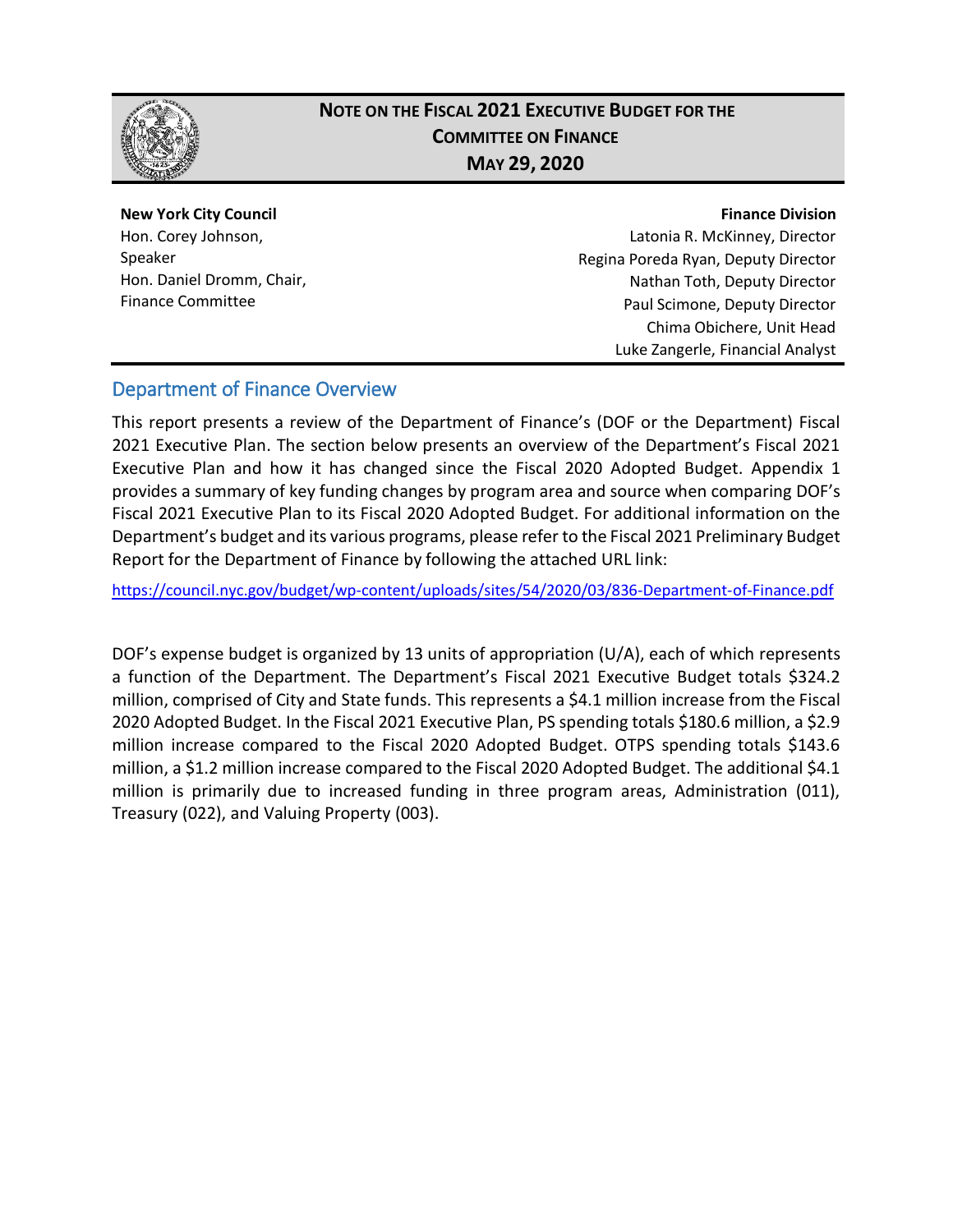# Note on the Fiscal 2021 Executive Budget for the Committee on Finance

**May 29, 2020**

**New York City Council**
Hon. Corey Johnson, Speaker
Hon. Daniel Dromm, Chair, Finance Committee

**Finance Division**
Latonia R. McKinney, Director
Regina Poreda Ryan, Deputy Director
Nathan Toth, Deputy Director
Paul Scimone, Deputy Director
Chima Obichere, Unit Head
Luke Zangerle, Financial Analyst

## Department of Finance Overview

This report presents a review of the Department of Finance's (DOF or the Department) Fiscal 2021 Executive Plan. The section below presents an overview of the Department's Fiscal 2021 Executive Plan and how it has changed since the Fiscal 2020 Adopted Budget. Appendix 1 provides a summary of key funding changes by program area and source when comparing DOF's Fiscal 2021 Executive Plan to its Fiscal 2020 Adopted Budget. For additional information on the Department's budget and its various programs, please refer to the Fiscal 2021 Preliminary Budget Report for the Department of Finance by following the attached URL link:

https://council.nyc.gov/budget/wp-content/uploads/sites/54/2020/03/836-Department-of-Finance.pdf

DOF's expense budget is organized by 13 units of appropriation (U/A), each of which represents a function of the Department. The Department's Fiscal 2021 Executive Budget totals $324.2 million, comprised of City and State funds. This represents a $4.1 million increase from the Fiscal 2020 Adopted Budget. In the Fiscal 2021 Executive Plan, PS spending totals $180.6 million, a $2.9 million increase compared to the Fiscal 2020 Adopted Budget. OTPS spending totals $143.6 million, a $1.2 million increase compared to the Fiscal 2020 Adopted Budget. The additional $4.1 million is primarily due to increased funding in three program areas, Administration (011), Treasury (022), and Valuing Property (003).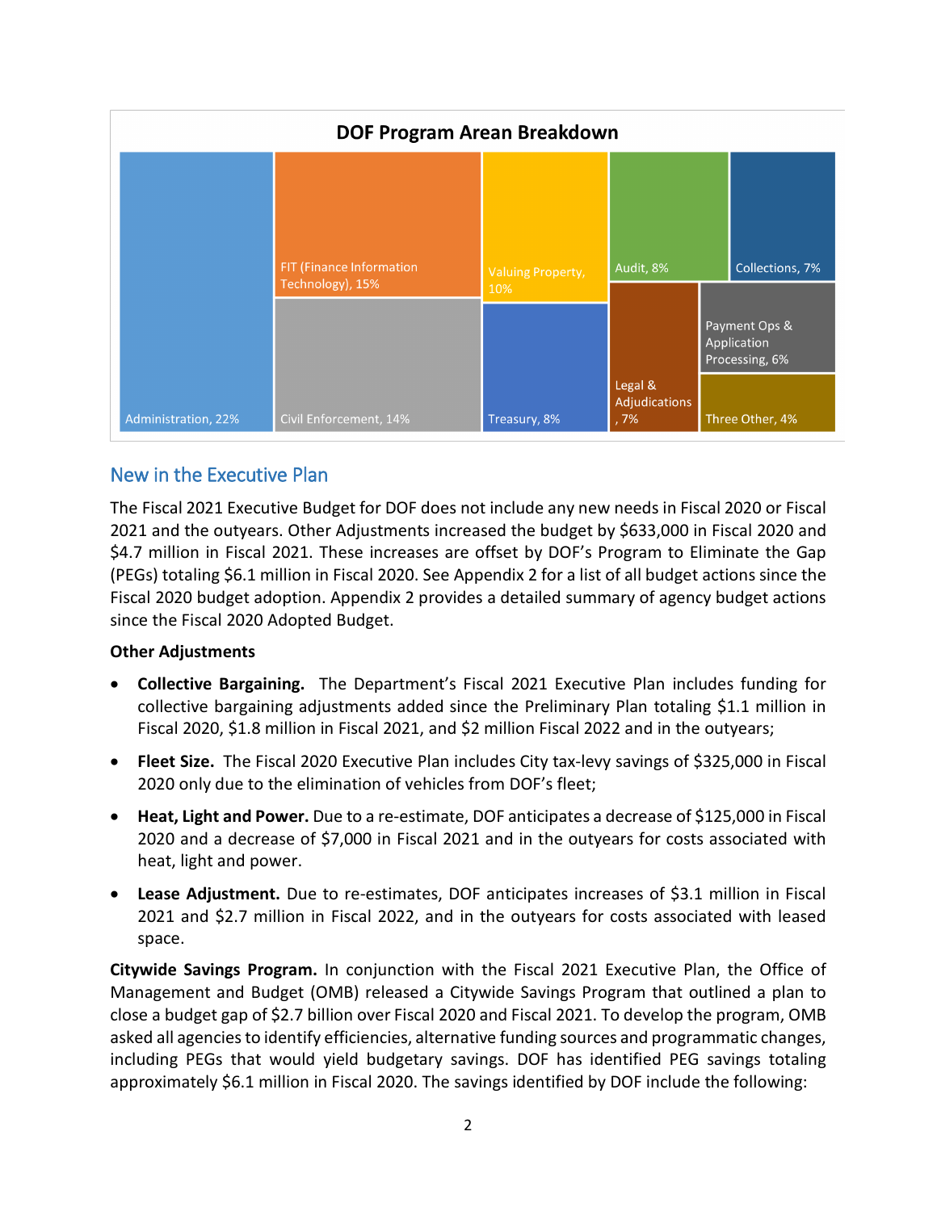**DOF Program Arean Breakdown**

Administration, 22%

FIT (Finance Information Technology), 15%

Civil Enforcement, 14%

Valuing Property, 10%

Treasury, 8%

Audit, 8%

Collections, 7%

Legal & Adjudications, 7%

Payment Ops & Application Processing, 6%

Three Other, 4%

## New in the Executive Plan

The Fiscal 2021 Executive Budget for DOF does not include any new needs in Fiscal 2020 or Fiscal 2021 and the outyears. Other Adjustments increased the budget by $633,000 in Fiscal 2020 and $4.7 million in Fiscal 2021. These increases are offset by DOF's Program to Eliminate the Gap (PEGs) totaling $6.1 million in Fiscal 2020. See Appendix 2 for a list of all budget actions since the Fiscal 2020 budget adoption. Appendix 2 provides a detailed summary of agency budget actions since the Fiscal 2020 Adopted Budget.

**Other Adjustments**

- **Collective Bargaining.** The Department's Fiscal 2021 Executive Plan includes funding for collective bargaining adjustments added since the Preliminary Plan totaling $1.1 million in Fiscal 2020, $1.8 million in Fiscal 2021, and $2 million Fiscal 2022 and in the outyears;
- **Fleet Size.** The Fiscal 2020 Executive Plan includes City tax-levy savings of $325,000 in Fiscal 2020 only due to the elimination of vehicles from DOF's fleet;
- **Heat, Light and Power.** Due to a re-estimate, DOF anticipates a decrease of $125,000 in Fiscal 2020 and a decrease of $7,000 in Fiscal 2021 and in the outyears for costs associated with heat, light and power.
- **Lease Adjustment.** Due to re-estimates, DOF anticipates increases of $3.1 million in Fiscal 2021 and $2.7 million in Fiscal 2022, and in the outyears for costs associated with leased space.

**Citywide Savings Program.** In conjunction with the Fiscal 2021 Executive Plan, the Office of Management and Budget (OMB) released a Citywide Savings Program that outlined a plan to close a budget gap of $2.7 billion over Fiscal 2020 and Fiscal 2021. To develop the program, OMB asked all agencies to identify efficiencies, alternative funding sources and programmatic changes, including PEGs that would yield budgetary savings. DOF has identified PEG savings totaling approximately $6.1 million in Fiscal 2020. The savings identified by DOF include the following: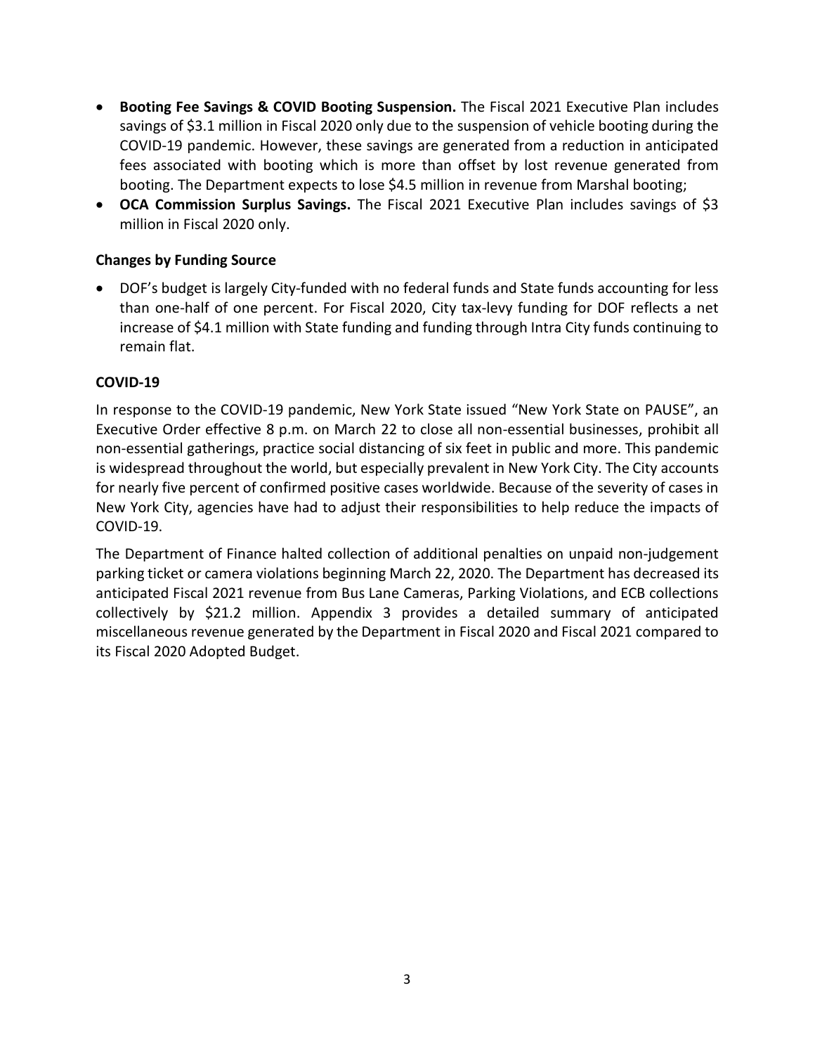- **Booting Fee Savings & COVID Booting Suspension.** The Fiscal 2021 Executive Plan includes savings of $3.1 million in Fiscal 2020 only due to the suspension of vehicle booting during the COVID-19 pandemic. However, these savings are generated from a reduction in anticipated fees associated with booting which is more than offset by lost revenue generated from booting. The Department expects to lose $4.5 million in revenue from Marshal booting;
- **OCA Commission Surplus Savings.** The Fiscal 2021 Executive Plan includes savings of $3 million in Fiscal 2020 only.

### Changes by Funding Source

- DOF's budget is largely City-funded with no federal funds and State funds accounting for less than one-half of one percent. For Fiscal 2020, City tax-levy funding for DOF reflects a net increase of $4.1 million with State funding and funding through Intra City funds continuing to remain flat.

### COVID-19

In response to the COVID-19 pandemic, New York State issued "New York State on PAUSE", an Executive Order effective 8 p.m. on March 22 to close all non-essential businesses, prohibit all non-essential gatherings, practice social distancing of six feet in public and more. This pandemic is widespread throughout the world, but especially prevalent in New York City. The City accounts for nearly five percent of confirmed positive cases worldwide. Because of the severity of cases in New York City, agencies have had to adjust their responsibilities to help reduce the impacts of COVID-19.

The Department of Finance halted collection of additional penalties on unpaid non-judgement parking ticket or camera violations beginning March 22, 2020. The Department has decreased its anticipated Fiscal 2021 revenue from Bus Lane Cameras, Parking Violations, and ECB collections collectively by $21.2 million. Appendix 3 provides a detailed summary of anticipated miscellaneous revenue generated by the Department in Fiscal 2020 and Fiscal 2021 compared to its Fiscal 2020 Adopted Budget.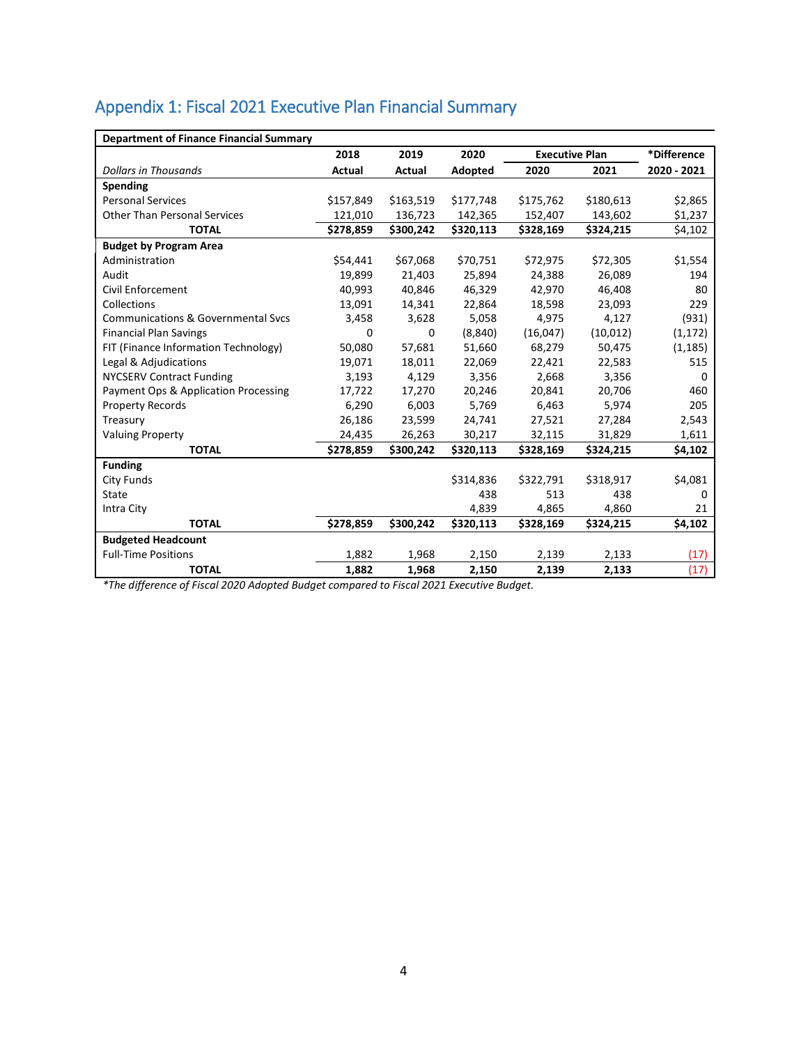## Appendix 1: Fiscal 2021 Executive Plan Financial Summary

| Department of Finance Financial Summary | | | | | | |
|---|---|---|---|---|---|---|
| | 2018 | 2019 | 2020 | Executive Plan | | *Difference |
| *Dollars in Thousands* | Actual | Actual | Adopted | 2020 | 2021 | 2020 - 2021 |
| **Spending** | | | | | | |
| Personal Services | $157,849 | $163,519 | $177,748 | $175,762 | $180,613 | $2,865 |
| Other Than Personal Services | 121,010 | 136,723 | 142,365 | 152,407 | 143,602 | $1,237 |
| **TOTAL** | **$278,859** | **$300,242** | **$320,113** | **$328,169** | **$324,215** | $4,102 |
| **Budget by Program Area** | | | | | | |
| Administration | $54,441 | $67,068 | $70,751 | $72,975 | $72,305 | $1,554 |
| Audit | 19,899 | 21,403 | 25,894 | 24,388 | 26,089 | 194 |
| Civil Enforcement | 40,993 | 40,846 | 46,329 | 42,970 | 46,408 | 80 |
| Collections | 13,091 | 14,341 | 22,864 | 18,598 | 23,093 | 229 |
| Communications & Governmental Svcs | 3,458 | 3,628 | 5,058 | 4,975 | 4,127 | (931) |
| Financial Plan Savings | 0 | 0 | (8,840) | (16,047) | (10,012) | (1,172) |
| FIT (Finance Information Technology) | 50,080 | 57,681 | 51,660 | 68,279 | 50,475 | (1,185) |
| Legal & Adjudications | 19,071 | 18,011 | 22,069 | 22,421 | 22,583 | 515 |
| NYCSERV Contract Funding | 3,193 | 4,129 | 3,356 | 2,668 | 3,356 | 0 |
| Payment Ops & Application Processing | 17,722 | 17,270 | 20,246 | 20,841 | 20,706 | 460 |
| Property Records | 6,290 | 6,003 | 5,769 | 6,463 | 5,974 | 205 |
| Treasury | 26,186 | 23,599 | 24,741 | 27,521 | 27,284 | 2,543 |
| Valuing Property | 24,435 | 26,263 | 30,217 | 32,115 | 31,829 | 1,611 |
| **TOTAL** | **$278,859** | **$300,242** | **$320,113** | **$328,169** | **$324,215** | **$4,102** |
| **Funding** | | | | | | |
| City Funds | | | $314,836 | $322,791 | $318,917 | $4,081 |
| State | | | 438 | 513 | 438 | 0 |
| Intra City | | | 4,839 | 4,865 | 4,860 | 21 |
| **TOTAL** | **$278,859** | **$300,242** | **$320,113** | **$328,169** | **$324,215** | **$4,102** |
| **Budgeted Headcount** | | | | | | |
| Full-Time Positions | 1,882 | 1,968 | 2,150 | 2,139 | 2,133 | (17) |
| **TOTAL** | **1,882** | **1,968** | **2,150** | **2,139** | **2,133** | (17) |

*\*The difference of Fiscal 2020 Adopted Budget compared to Fiscal 2021 Executive Budget.*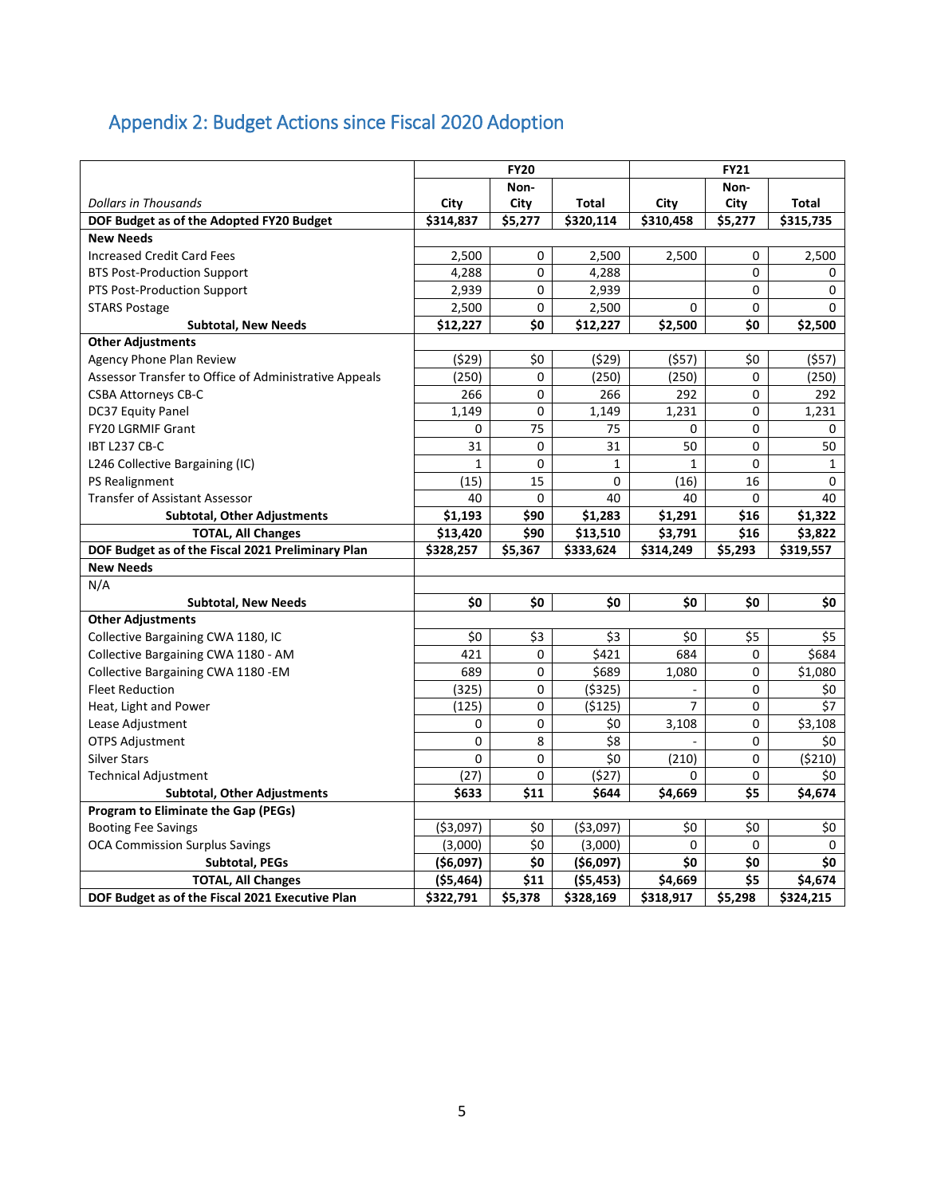## Appendix 2: Budget Actions since Fiscal 2020 Adoption

| | FY20 | | | FY21 | | |
|---|---|---|---|---|---|---|
| *Dollars in Thousands* | City | Non-City | Total | City | Non-City | Total |
| **DOF Budget as of the Adopted FY20 Budget** | **$314,837** | **$5,277** | **$320,114** | **$310,458** | **$5,277** | **$315,735** |
| **New Needs** | | | | | | |
| Increased Credit Card Fees | 2,500 | 0 | 2,500 | 2,500 | 0 | 2,500 |
| BTS Post-Production Support | 4,288 | 0 | 4,288 | | 0 | 0 |
| PTS Post-Production Support | 2,939 | 0 | 2,939 | | 0 | 0 |
| STARS Postage | 2,500 | 0 | 2,500 | 0 | 0 | 0 |
| **Subtotal, New Needs** | **$12,227** | **$0** | **$12,227** | **$2,500** | **$0** | **$2,500** |
| **Other Adjustments** | | | | | | |
| Agency Phone Plan Review | ($29) | $0 | ($29) | ($57) | $0 | ($57) |
| Assessor Transfer to Office of Administrative Appeals | (250) | 0 | (250) | (250) | 0 | (250) |
| CSBA Attorneys CB-C | 266 | 0 | 266 | 292 | 0 | 292 |
| DC37 Equity Panel | 1,149 | 0 | 1,149 | 1,231 | 0 | 1,231 |
| FY20 LGRMIF Grant | 0 | 75 | 75 | 0 | 0 | 0 |
| IBT L237 CB-C | 31 | 0 | 31 | 50 | 0 | 50 |
| L246 Collective Bargaining (IC) | 1 | 0 | 1 | 1 | 0 | 1 |
| PS Realignment | (15) | 15 | 0 | (16) | 16 | 0 |
| Transfer of Assistant Assessor | 40 | 0 | 40 | 40 | 0 | 40 |
| **Subtotal, Other Adjustments** | **$1,193** | **$90** | **$1,283** | **$1,291** | **$16** | **$1,322** |
| **TOTAL, All Changes** | **$13,420** | **$90** | **$13,510** | **$3,791** | **$16** | **$3,822** |
| **DOF Budget as of the Fiscal 2021 Preliminary Plan** | **$328,257** | **$5,367** | **$333,624** | **$314,249** | **$5,293** | **$319,557** |
| **New Needs** | | | | | | |
| N/A | | | | | | |
| **Subtotal, New Needs** | **$0** | **$0** | **$0** | **$0** | **$0** | **$0** |
| **Other Adjustments** | | | | | | |
| Collective Bargaining CWA 1180, IC | $0 | $3 | $3 | $0 | $5 | $5 |
| Collective Bargaining CWA 1180 - AM | 421 | 0 | $421 | 684 | 0 | $684 |
| Collective Bargaining CWA 1180 -EM | 689 | 0 | $689 | 1,080 | 0 | $1,080 |
| Fleet Reduction | (325) | 0 | ($325) | - | 0 | $0 |
| Heat, Light and Power | (125) | 0 | ($125) | 7 | 0 | $7 |
| Lease Adjustment | 0 | 0 | $0 | 3,108 | 0 | $3,108 |
| OTPS Adjustment | 0 | 8 | $8 | - | 0 | $0 |
| Silver Stars | 0 | 0 | $0 | (210) | 0 | ($210) |
| Technical Adjustment | (27) | 0 | ($27) | 0 | 0 | $0 |
| **Subtotal, Other Adjustments** | **$633** | **$11** | **$644** | **$4,669** | **$5** | **$4,674** |
| **Program to Eliminate the Gap (PEGs)** | | | | | | |
| Booting Fee Savings | ($3,097) | $0 | ($3,097) | $0 | $0 | $0 |
| OCA Commission Surplus Savings | (3,000) | $0 | (3,000) | 0 | 0 | 0 |
| **Subtotal, PEGs** | **($6,097)** | **$0** | **($6,097)** | **$0** | **$0** | **$0** |
| **TOTAL, All Changes** | **($5,464)** | **$11** | **($5,453)** | **$4,669** | **$5** | **$4,674** |
| **DOF Budget as of the Fiscal 2021 Executive Plan** | **$322,791** | **$5,378** | **$328,169** | **$318,917** | **$5,298** | **$324,215** |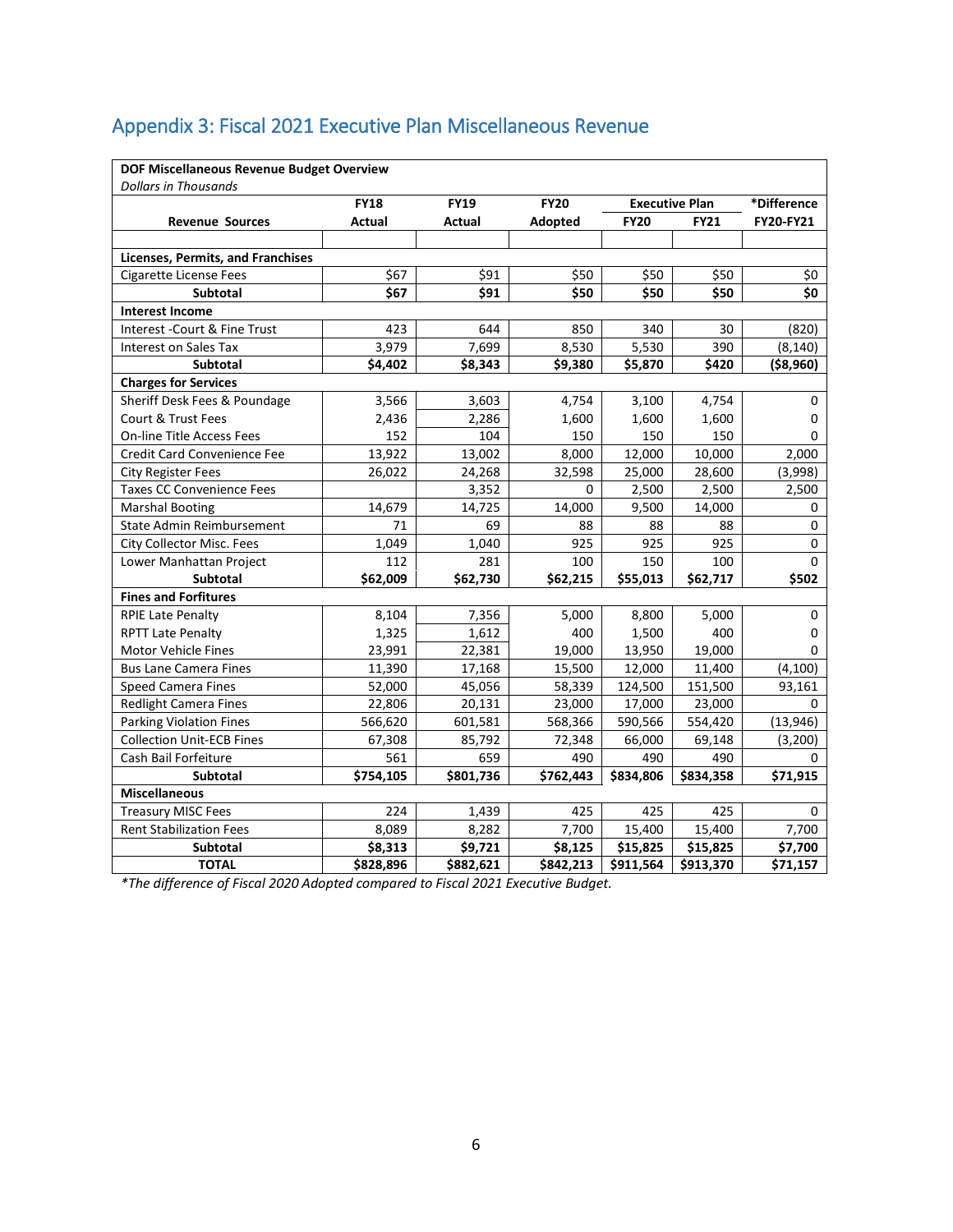## Appendix 3: Fiscal 2021 Executive Plan Miscellaneous Revenue

| **DOF Miscellaneous Revenue Budget Overview** *Dollars in Thousands* | | | | | | |
|---|---|---|---|---|---|---|
| | **FY18** | **FY19** | **FY20** | **Executive Plan** | | ***Difference** |
| **Revenue Sources** | **Actual** | **Actual** | **Adopted** | **FY20** | **FY21** | **FY20-FY21** |
| | | | | | | |
| **Licenses, Permits, and Franchises** | | | | | | |
| Cigarette License Fees | $67 | $91 | $50 | $50 | $50 | $0 |
| **Subtotal** | **$67** | **$91** | **$50** | **$50** | **$50** | **$0** |
| **Interest Income** | | | | | | |
| Interest -Court & Fine Trust | 423 | 644 | 850 | 340 | 30 | (820) |
| Interest on Sales Tax | 3,979 | 7,699 | 8,530 | 5,530 | 390 | (8,140) |
| **Subtotal** | **$4,402** | **$8,343** | **$9,380** | **$5,870** | **$420** | **($8,960)** |
| **Charges for Services** | | | | | | |
| Sheriff Desk Fees & Poundage | 3,566 | 3,603 | 4,754 | 3,100 | 4,754 | 0 |
| Court & Trust Fees | 2,436 | 2,286 | 1,600 | 1,600 | 1,600 | 0 |
| On-line Title Access Fees | 152 | 104 | 150 | 150 | 150 | 0 |
| Credit Card Convenience Fee | 13,922 | 13,002 | 8,000 | 12,000 | 10,000 | 2,000 |
| City Register Fees | 26,022 | 24,268 | 32,598 | 25,000 | 28,600 | (3,998) |
| Taxes CC Convenience Fees | | 3,352 | 0 | 2,500 | 2,500 | 2,500 |
| Marshal Booting | 14,679 | 14,725 | 14,000 | 9,500 | 14,000 | 0 |
| State Admin Reimbursement | 71 | 69 | 88 | 88 | 88 | 0 |
| City Collector Misc. Fees | 1,049 | 1,040 | 925 | 925 | 925 | 0 |
| Lower Manhattan Project | 112 | 281 | 100 | 150 | 100 | 0 |
| **Subtotal** | **$62,009** | **$62,730** | **$62,215** | **$55,013** | **$62,717** | **$502** |
| **Fines and Forfitures** | | | | | | |
| RPIE Late Penalty | 8,104 | 7,356 | 5,000 | 8,800 | 5,000 | 0 |
| RPTT Late Penalty | 1,325 | 1,612 | 400 | 1,500 | 400 | 0 |
| Motor Vehicle Fines | 23,991 | 22,381 | 19,000 | 13,950 | 19,000 | 0 |
| Bus Lane Camera Fines | 11,390 | 17,168 | 15,500 | 12,000 | 11,400 | (4,100) |
| Speed Camera Fines | 52,000 | 45,056 | 58,339 | 124,500 | 151,500 | 93,161 |
| Redlight Camera Fines | 22,806 | 20,131 | 23,000 | 17,000 | 23,000 | 0 |
| Parking Violation Fines | 566,620 | 601,581 | 568,366 | 590,566 | 554,420 | (13,946) |
| Collection Unit-ECB Fines | 67,308 | 85,792 | 72,348 | 66,000 | 69,148 | (3,200) |
| Cash Bail Forfeiture | 561 | 659 | 490 | 490 | 490 | 0 |
| **Subtotal** | **$754,105** | **$801,736** | **$762,443** | **$834,806** | **$834,358** | **$71,915** |
| **Miscellaneous** | | | | | | |
| Treasury MISC Fees | 224 | 1,439 | 425 | 425 | 425 | 0 |
| Rent Stabilization Fees | 8,089 | 8,282 | 7,700 | 15,400 | 15,400 | 7,700 |
| **Subtotal** | **$8,313** | **$9,721** | **$8,125** | **$15,825** | **$15,825** | **$7,700** |
| **TOTAL** | **$828,896** | **$882,621** | **$842,213** | **$911,564** | **$913,370** | **$71,157** |

**The difference of Fiscal 2020 Adopted compared to Fiscal 2021 Executive Budget.*